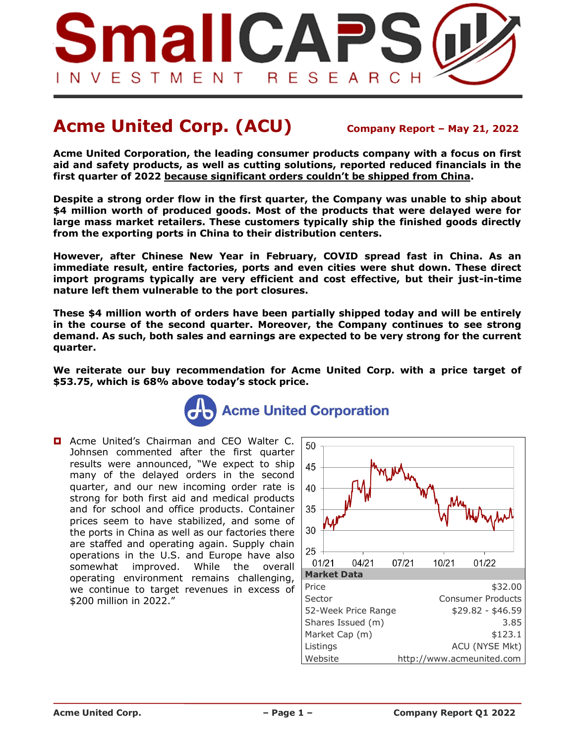# Acme United Corp. (ACU)

**Company Report – May 21, 2022**

**Acme United Corporation, the leading consumer products company with a focus on first aid and safety products, as well as cutting solutions, reported reduced financials in the first quarter of 2022 because significant orders couldn't be shipped from China.**

**Despite a strong order flow in the first quarter, the Company was unable to ship about $4 million worth of produced goods. Most of the products that were delayed were for large mass market retailers. These customers typically ship the finished goods directly from the exporting ports in China to their distribution centers.**

**However, after Chinese New Year in February, COVID spread fast in China. As an immediate result, entire factories, ports and even cities were shut down. These direct import programs typically are very efficient and cost effective, but their just-in-time nature left them vulnerable to the port closures.**

**These $4 million worth of orders have been partially shipped today and will be entirely in the course of the second quarter. Moreover, the Company continues to see strong demand. As such, both sales and earnings are expected to be very strong for the current quarter.**

**We reiterate our buy recommendation for Acme United Corp. with a price target of $53.75, which is 68% above today's stock price.**

- Acme United's Chairman and CEO Walter C. Johnsen commented after the first quarter results were announced, "We expect to ship many of the delayed orders in the second quarter, and our new incoming order rate is strong for both first aid and medical products and for school and office products. Container prices seem to have stabilized, and some of the ports in China as well as our factories there are staffed and operating again. Supply chain operations in the U.S. and Europe have also somewhat improved. While the overall operating environment remains challenging, we continue to target revenues in excess of $200 million in 2022."

| Market Data | |
|---|---|
| Price | $32.00 |
| Sector | Consumer Products |
| 52-Week Price Range | $29.82 - $46.59 |
| Shares Issued (m) | 3.85 |
| Market Cap (m) | $123.1 |
| Listings | ACU (NYSE Mkt) |
| Website | http://www.acmeunited.com |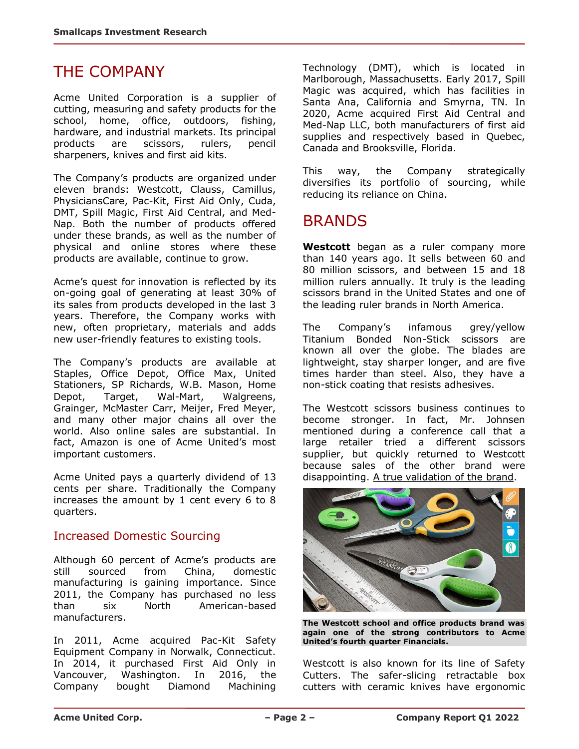# THE COMPANY

Acme United Corporation is a supplier of cutting, measuring and safety products for the school, home, office, outdoors, fishing, hardware, and industrial markets. Its principal products are scissors, rulers, pencil sharpeners, knives and first aid kits.

The Company's products are organized under eleven brands: Westcott, Clauss, Camillus, PhysiciansCare, Pac-Kit, First Aid Only, Cuda, DMT, Spill Magic, First Aid Central, and Med-Nap. Both the number of products offered under these brands, as well as the number of physical and online stores where these products are available, continue to grow.

Acme's quest for innovation is reflected by its on-going goal of generating at least 30% of its sales from products developed in the last 3 years. Therefore, the Company works with new, often proprietary, materials and adds new user-friendly features to existing tools.

The Company's products are available at Staples, Office Depot, Office Max, United Stationers, SP Richards, W.B. Mason, Home Depot, Target, Wal-Mart, Walgreens, Grainger, McMaster Carr, Meijer, Fred Meyer, and many other major chains all over the world. Also online sales are substantial. In fact, Amazon is one of Acme United's most important customers.

Acme United pays a quarterly dividend of 13 cents per share. Traditionally the Company increases the amount by 1 cent every 6 to 8 quarters.

## Increased Domestic Sourcing

Although 60 percent of Acme's products are still sourced from China, domestic manufacturing is gaining importance. Since 2011, the Company has purchased no less than six North American-based manufacturers.

In 2011, Acme acquired Pac-Kit Safety Equipment Company in Norwalk, Connecticut. In 2014, it purchased First Aid Only in Vancouver, Washington. In 2016, the Company bought Diamond Machining Technology (DMT), which is located in Marlborough, Massachusetts. Early 2017, Spill Magic was acquired, which has facilities in Santa Ana, California and Smyrna, TN. In 2020, Acme acquired First Aid Central and Med-Nap LLC, both manufacturers of first aid supplies and respectively based in Quebec, Canada and Brooksville, Florida.

This way, the Company strategically diversifies its portfolio of sourcing, while reducing its reliance on China.

# BRANDS

**Westcott** began as a ruler company more than 140 years ago. It sells between 60 and 80 million scissors, and between 15 and 18 million rulers annually. It truly is the leading scissors brand in the United States and one of the leading ruler brands in North America.

The Company's infamous grey/yellow Titanium Bonded Non-Stick scissors are known all over the globe. The blades are lightweight, stay sharper longer, and are five times harder than steel. Also, they have a non-stick coating that resists adhesives.

The Westcott scissors business continues to become stronger. In fact, Mr. Johnsen mentioned during a conference call that a large retailer tried a different scissors supplier, but quickly returned to Westcott because sales of the other brand were disappointing. A true validation of the brand.

**The Westcott school and office products brand was again one of the strong contributors to Acme United's fourth quarter Financials.**

Westcott is also known for its line of Safety Cutters. The safer-slicing retractable box cutters with ceramic knives have ergonomic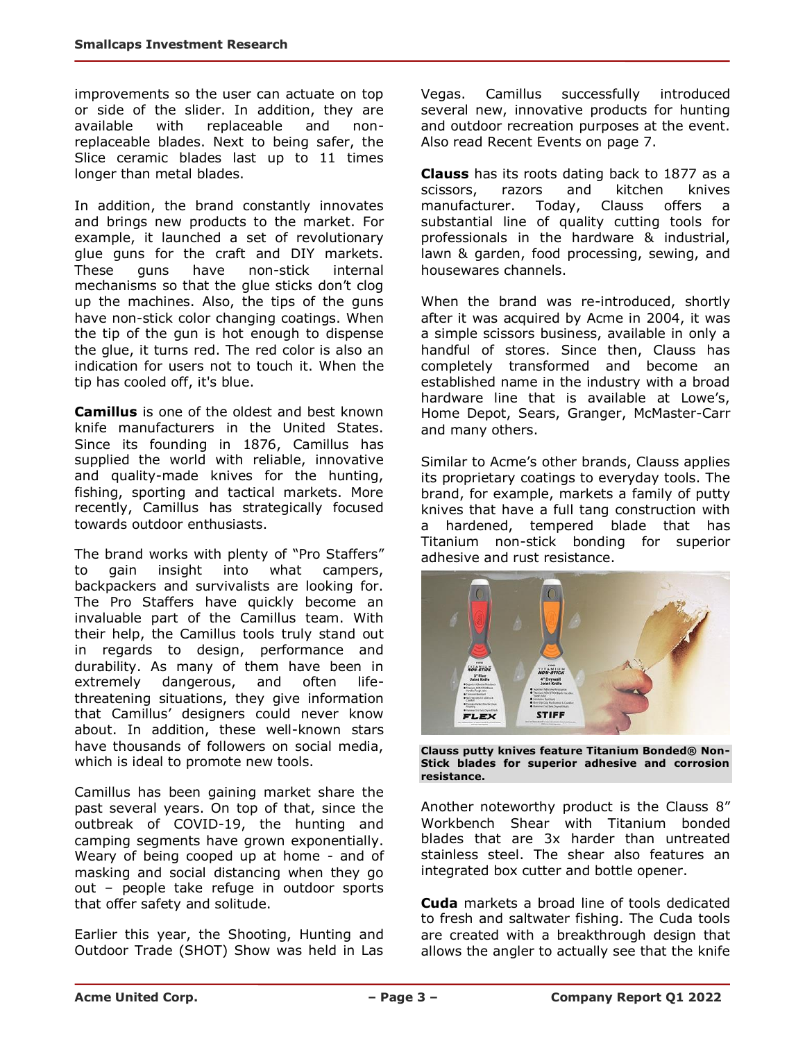improvements so the user can actuate on top or side of the slider. In addition, they are available with replaceable and non-replaceable blades. Next to being safer, the Slice ceramic blades last up to 11 times longer than metal blades.

In addition, the brand constantly innovates and brings new products to the market. For example, it launched a set of revolutionary glue guns for the craft and DIY markets. These guns have non-stick internal mechanisms so that the glue sticks don't clog up the machines. Also, the tips of the guns have non-stick color changing coatings. When the tip of the gun is hot enough to dispense the glue, it turns red. The red color is also an indication for users not to touch it. When the tip has cooled off, it's blue.

**Camillus** is one of the oldest and best known knife manufacturers in the United States. Since its founding in 1876, Camillus has supplied the world with reliable, innovative and quality-made knives for the hunting, fishing, sporting and tactical markets. More recently, Camillus has strategically focused towards outdoor enthusiasts.

The brand works with plenty of "Pro Staffers" to gain insight into what campers, backpackers and survivalists are looking for. The Pro Staffers have quickly become an invaluable part of the Camillus team. With their help, the Camillus tools truly stand out in regards to design, performance and durability. As many of them have been in extremely dangerous, and often life-threatening situations, they give information that Camillus' designers could never know about. In addition, these well-known stars have thousands of followers on social media, which is ideal to promote new tools.

Camillus has been gaining market share the past several years. On top of that, since the outbreak of COVID-19, the hunting and camping segments have grown exponentially. Weary of being cooped up at home - and of masking and social distancing when they go out – people take refuge in outdoor sports that offer safety and solitude.

Earlier this year, the Shooting, Hunting and Outdoor Trade (SHOT) Show was held in Las Vegas. Camillus successfully introduced several new, innovative products for hunting and outdoor recreation purposes at the event. Also read Recent Events on page 7.

**Clauss** has its roots dating back to 1877 as a scissors, razors and kitchen knives manufacturer. Today, Clauss offers a substantial line of quality cutting tools for professionals in the hardware & industrial, lawn & garden, food processing, sewing, and housewares channels.

When the brand was re-introduced, shortly after it was acquired by Acme in 2004, it was a simple scissors business, available in only a handful of stores. Since then, Clauss has completely transformed and become an established name in the industry with a broad hardware line that is available at Lowe's, Home Depot, Sears, Granger, McMaster-Carr and many others.

Similar to Acme's other brands, Clauss applies its proprietary coatings to everyday tools. The brand, for example, markets a family of putty knives that have a full tang construction with a hardened, tempered blade that has Titanium non-stick bonding for superior adhesive and rust resistance.

**Clauss putty knives feature Titanium Bonded® Non-Stick blades for superior adhesive and corrosion resistance.**

Another noteworthy product is the Clauss 8" Workbench Shear with Titanium bonded blades that are 3x harder than untreated stainless steel. The shear also features an integrated box cutter and bottle opener.

**Cuda** markets a broad line of tools dedicated to fresh and saltwater fishing. The Cuda tools are created with a breakthrough design that allows the angler to actually see that the knife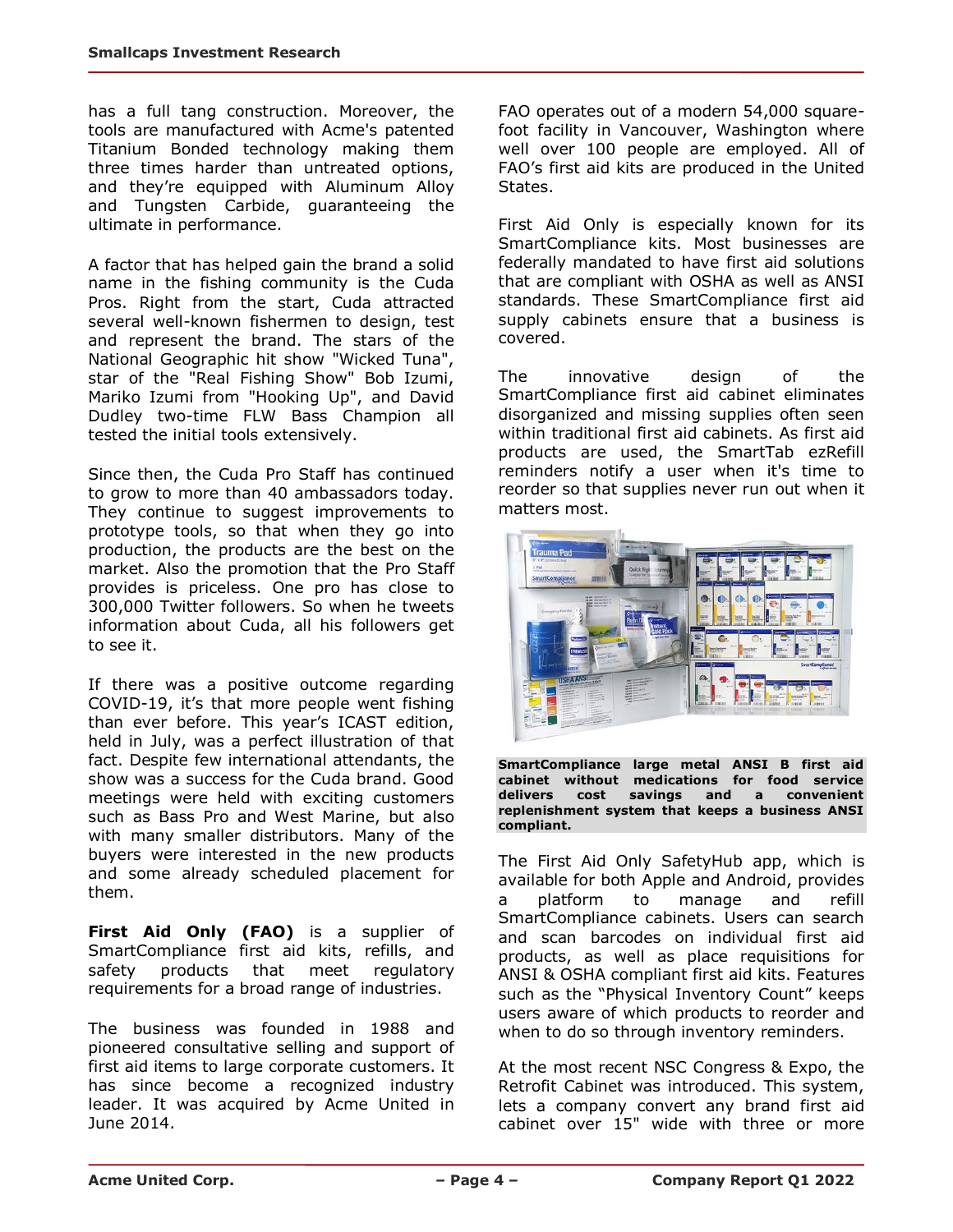has a full tang construction. Moreover, the tools are manufactured with Acme's patented Titanium Bonded technology making them three times harder than untreated options, and they're equipped with Aluminum Alloy and Tungsten Carbide, guaranteeing the ultimate in performance.

A factor that has helped gain the brand a solid name in the fishing community is the Cuda Pros. Right from the start, Cuda attracted several well-known fishermen to design, test and represent the brand. The stars of the National Geographic hit show "Wicked Tuna", star of the "Real Fishing Show" Bob Izumi, Mariko Izumi from "Hooking Up", and David Dudley two-time FLW Bass Champion all tested the initial tools extensively.

Since then, the Cuda Pro Staff has continued to grow to more than 40 ambassadors today. They continue to suggest improvements to prototype tools, so that when they go into production, the products are the best on the market. Also the promotion that the Pro Staff provides is priceless. One pro has close to 300,000 Twitter followers. So when he tweets information about Cuda, all his followers get to see it.

If there was a positive outcome regarding COVID-19, it's that more people went fishing than ever before. This year's ICAST edition, held in July, was a perfect illustration of that fact. Despite few international attendants, the show was a success for the Cuda brand. Good meetings were held with exciting customers such as Bass Pro and West Marine, but also with many smaller distributors. Many of the buyers were interested in the new products and some already scheduled placement for them.

**First Aid Only (FAO)** is a supplier of SmartCompliance first aid kits, refills, and safety products that meet regulatory requirements for a broad range of industries.

The business was founded in 1988 and pioneered consultative selling and support of first aid items to large corporate customers. It has since become a recognized industry leader. It was acquired by Acme United in June 2014.

FAO operates out of a modern 54,000 square-foot facility in Vancouver, Washington where well over 100 people are employed. All of FAO's first aid kits are produced in the United States.

First Aid Only is especially known for its SmartCompliance kits. Most businesses are federally mandated to have first aid solutions that are compliant with OSHA as well as ANSI standards. These SmartCompliance first aid supply cabinets ensure that a business is covered.

The innovative design of the SmartCompliance first aid cabinet eliminates disorganized and missing supplies often seen within traditional first aid cabinets. As first aid products are used, the SmartTab ezRefill reminders notify a user when it's time to reorder so that supplies never run out when it matters most.

**SmartCompliance large metal ANSI B first aid cabinet without medications for food service delivers cost savings and a convenient replenishment system that keeps a business ANSI compliant.**

The First Aid Only SafetyHub app, which is available for both Apple and Android, provides a platform to manage and refill SmartCompliance cabinets. Users can search and scan barcodes on individual first aid products, as well as place requisitions for ANSI & OSHA compliant first aid kits. Features such as the "Physical Inventory Count" keeps users aware of which products to reorder and when to do so through inventory reminders.

At the most recent NSC Congress & Expo, the Retrofit Cabinet was introduced. This system, lets a company convert any brand first aid cabinet over 15" wide with three or more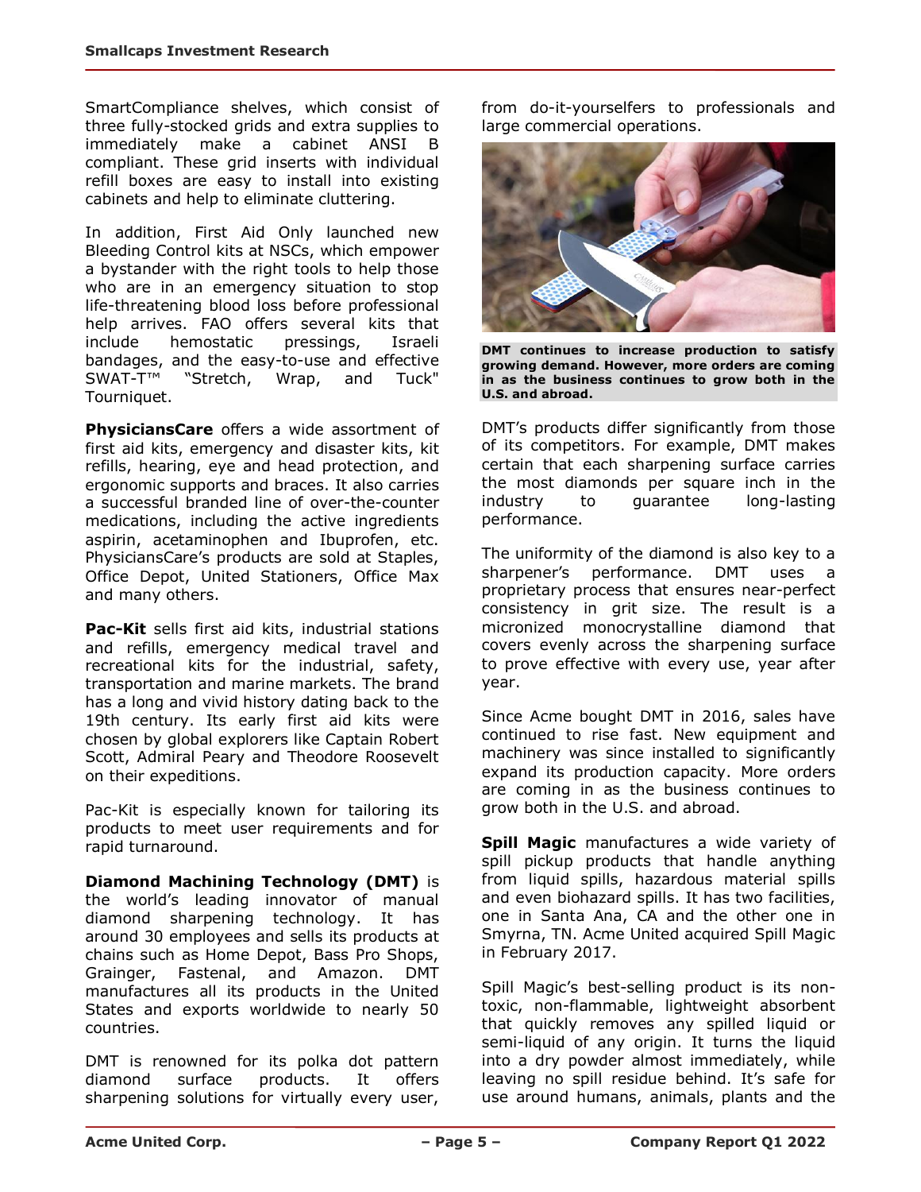SmartCompliance shelves, which consist of three fully-stocked grids and extra supplies to immediately make a cabinet ANSI B compliant. These grid inserts with individual refill boxes are easy to install into existing cabinets and help to eliminate cluttering.

In addition, First Aid Only launched new Bleeding Control kits at NSCs, which empower a bystander with the right tools to help those who are in an emergency situation to stop life-threatening blood loss before professional help arrives. FAO offers several kits that include hemostatic pressings, Israeli bandages, and the easy-to-use and effective SWAT-T™ "Stretch, Wrap, and Tuck" Tourniquet.

**PhysiciansCare** offers a wide assortment of first aid kits, emergency and disaster kits, kit refills, hearing, eye and head protection, and ergonomic supports and braces. It also carries a successful branded line of over-the-counter medications, including the active ingredients aspirin, acetaminophen and Ibuprofen, etc. PhysiciansCare's products are sold at Staples, Office Depot, United Stationers, Office Max and many others.

**Pac-Kit** sells first aid kits, industrial stations and refills, emergency medical travel and recreational kits for the industrial, safety, transportation and marine markets. The brand has a long and vivid history dating back to the 19th century. Its early first aid kits were chosen by global explorers like Captain Robert Scott, Admiral Peary and Theodore Roosevelt on their expeditions.

Pac-Kit is especially known for tailoring its products to meet user requirements and for rapid turnaround.

**Diamond Machining Technology (DMT)** is the world's leading innovator of manual diamond sharpening technology. It has around 30 employees and sells its products at chains such as Home Depot, Bass Pro Shops, Grainger, Fastenal, and Amazon. DMT manufactures all its products in the United States and exports worldwide to nearly 50 countries.

DMT is renowned for its polka dot pattern diamond surface products. It offers sharpening solutions for virtually every user, from do-it-yourselfers to professionals and large commercial operations.

**DMT continues to increase production to satisfy growing demand. However, more orders are coming in as the business continues to grow both in the U.S. and abroad.**

DMT's products differ significantly from those of its competitors. For example, DMT makes certain that each sharpening surface carries the most diamonds per square inch in the industry to guarantee long-lasting performance.

The uniformity of the diamond is also key to a sharpener's performance. DMT uses a proprietary process that ensures near-perfect consistency in grit size. The result is a micronized monocrystalline diamond that covers evenly across the sharpening surface to prove effective with every use, year after year.

Since Acme bought DMT in 2016, sales have continued to rise fast. New equipment and machinery was since installed to significantly expand its production capacity. More orders are coming in as the business continues to grow both in the U.S. and abroad.

**Spill Magic** manufactures a wide variety of spill pickup products that handle anything from liquid spills, hazardous material spills and even biohazard spills. It has two facilities, one in Santa Ana, CA and the other one in Smyrna, TN. Acme United acquired Spill Magic in February 2017.

Spill Magic's best-selling product is its non-toxic, non-flammable, lightweight absorbent that quickly removes any spilled liquid or semi-liquid of any origin. It turns the liquid into a dry powder almost immediately, while leaving no spill residue behind. It's safe for use around humans, animals, plants and the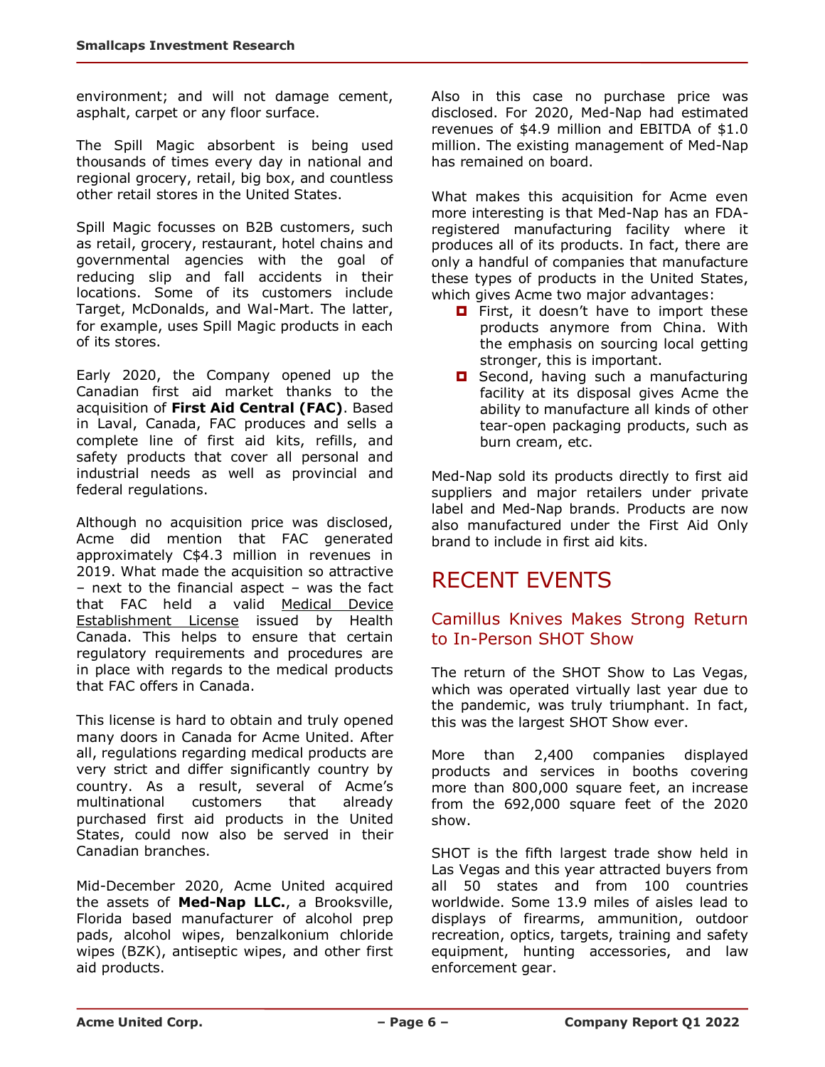environment; and will not damage cement, asphalt, carpet or any floor surface.

The Spill Magic absorbent is being used thousands of times every day in national and regional grocery, retail, big box, and countless other retail stores in the United States.

Spill Magic focusses on B2B customers, such as retail, grocery, restaurant, hotel chains and governmental agencies with the goal of reducing slip and fall accidents in their locations. Some of its customers include Target, McDonalds, and Wal-Mart. The latter, for example, uses Spill Magic products in each of its stores.

Early 2020, the Company opened up the Canadian first aid market thanks to the acquisition of **First Aid Central (FAC)**. Based in Laval, Canada, FAC produces and sells a complete line of first aid kits, refills, and safety products that cover all personal and industrial needs as well as provincial and federal regulations.

Although no acquisition price was disclosed, Acme did mention that FAC generated approximately C$4.3 million in revenues in 2019. What made the acquisition so attractive – next to the financial aspect – was the fact that FAC held a valid Medical Device Establishment License issued by Health Canada. This helps to ensure that certain regulatory requirements and procedures are in place with regards to the medical products that FAC offers in Canada.

This license is hard to obtain and truly opened many doors in Canada for Acme United. After all, regulations regarding medical products are very strict and differ significantly country by country. As a result, several of Acme's multinational customers that already purchased first aid products in the United States, could now also be served in their Canadian branches.

Mid-December 2020, Acme United acquired the assets of **Med-Nap LLC.**, a Brooksville, Florida based manufacturer of alcohol prep pads, alcohol wipes, benzalkonium chloride wipes (BZK), antiseptic wipes, and other first aid products.

Also in this case no purchase price was disclosed. For 2020, Med-Nap had estimated revenues of $4.9 million and EBITDA of $1.0 million. The existing management of Med-Nap has remained on board.

What makes this acquisition for Acme even more interesting is that Med-Nap has an FDA-registered manufacturing facility where it produces all of its products. In fact, there are only a handful of companies that manufacture these types of products in the United States, which gives Acme two major advantages:

- First, it doesn't have to import these products anymore from China. With the emphasis on sourcing local getting stronger, this is important.
- Second, having such a manufacturing facility at its disposal gives Acme the ability to manufacture all kinds of other tear-open packaging products, such as burn cream, etc.

Med-Nap sold its products directly to first aid suppliers and major retailers under private label and Med-Nap brands. Products are now also manufactured under the First Aid Only brand to include in first aid kits.

# RECENT EVENTS

## Camillus Knives Makes Strong Return to In-Person SHOT Show

The return of the SHOT Show to Las Vegas, which was operated virtually last year due to the pandemic, was truly triumphant. In fact, this was the largest SHOT Show ever.

More than 2,400 companies displayed products and services in booths covering more than 800,000 square feet, an increase from the 692,000 square feet of the 2020 show.

SHOT is the fifth largest trade show held in Las Vegas and this year attracted buyers from all 50 states and from 100 countries worldwide. Some 13.9 miles of aisles lead to displays of firearms, ammunition, outdoor recreation, optics, targets, training and safety equipment, hunting accessories, and law enforcement gear.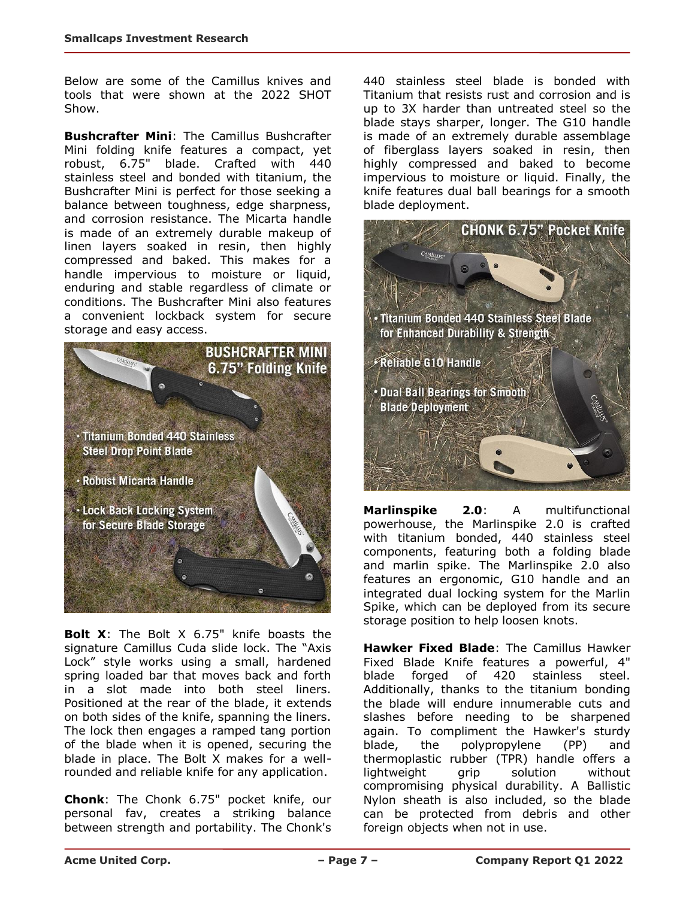Below are some of the Camillus knives and tools that were shown at the 2022 SHOT Show.

**Bushcrafter Mini**: The Camillus Bushcrafter Mini folding knife features a compact, yet robust, 6.75" blade. Crafted with 440 stainless steel and bonded with titanium, the Bushcrafter Mini is perfect for those seeking a balance between toughness, edge sharpness, and corrosion resistance. The Micarta handle is made of an extremely durable makeup of linen layers soaked in resin, then highly compressed and baked. This makes for a handle impervious to moisture or liquid, enduring and stable regardless of climate or conditions. The Bushcrafter Mini also features a convenient lockback system for secure storage and easy access.

**Bolt X**: The Bolt X 6.75" knife boasts the signature Camillus Cuda slide lock. The "Axis Lock" style works using a small, hardened spring loaded bar that moves back and forth in a slot made into both steel liners. Positioned at the rear of the blade, it extends on both sides of the knife, spanning the liners. The lock then engages a ramped tang portion of the blade when it is opened, securing the blade in place. The Bolt X makes for a well-rounded and reliable knife for any application.

**Chonk**: The Chonk 6.75" pocket knife, our personal fav, creates a striking balance between strength and portability. The Chonk's 440 stainless steel blade is bonded with Titanium that resists rust and corrosion and is up to 3X harder than untreated steel so the blade stays sharper, longer. The G10 handle is made of an extremely durable assemblage of fiberglass layers soaked in resin, then highly compressed and baked to become impervious to moisture or liquid. Finally, the knife features dual ball bearings for a smooth blade deployment.

**Marlinspike 2.0**: A multifunctional powerhouse, the Marlinspike 2.0 is crafted with titanium bonded, 440 stainless steel components, featuring both a folding blade and marlin spike. The Marlinspike 2.0 also features an ergonomic, G10 handle and an integrated dual locking system for the Marlin Spike, which can be deployed from its secure storage position to help loosen knots.

**Hawker Fixed Blade**: The Camillus Hawker Fixed Blade Knife features a powerful, 4" blade forged of 420 stainless steel. Additionally, thanks to the titanium bonding the blade will endure innumerable cuts and slashes before needing to be sharpened again. To compliment the Hawker's sturdy blade, the polypropylene (PP) and thermoplastic rubber (TPR) handle offers a lightweight grip solution without compromising physical durability. A Ballistic Nylon sheath is also included, so the blade can be protected from debris and other foreign objects when not in use.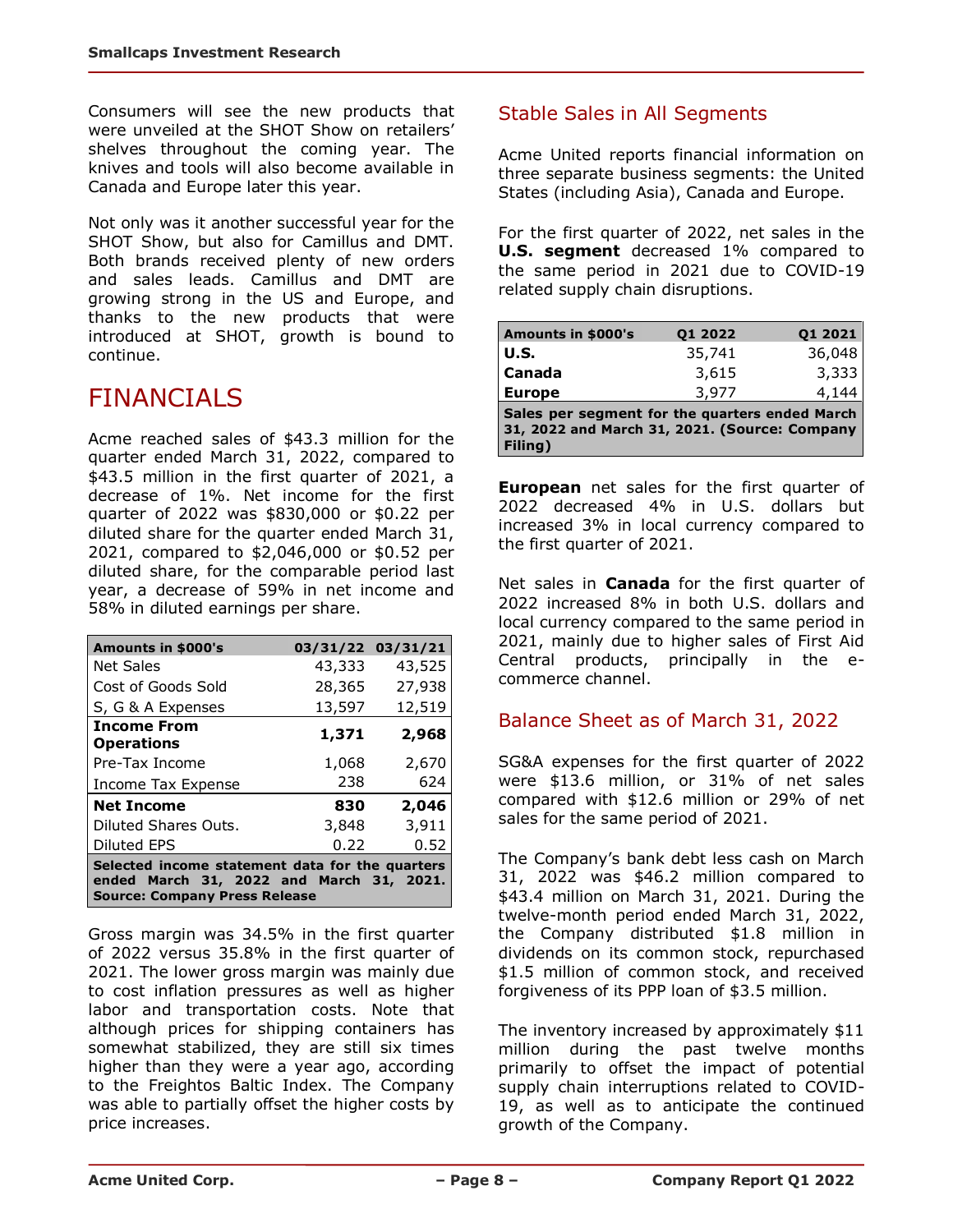Consumers will see the new products that were unveiled at the SHOT Show on retailers' shelves throughout the coming year. The knives and tools will also become available in Canada and Europe later this year.

Not only was it another successful year for the SHOT Show, but also for Camillus and DMT. Both brands received plenty of new orders and sales leads. Camillus and DMT are growing strong in the US and Europe, and thanks to the new products that were introduced at SHOT, growth is bound to continue.

# FINANCIALS

Acme reached sales of $43.3 million for the quarter ended March 31, 2022, compared to $43.5 million in the first quarter of 2021, a decrease of 1%. Net income for the first quarter of 2022 was $830,000 or $0.22 per diluted share for the quarter ended March 31, 2021, compared to $2,046,000 or $0.52 per diluted share, for the comparable period last year, a decrease of 59% in net income and 58% in diluted earnings per share.

| Amounts in $000's | 03/31/22 | 03/31/21 |
|---|---|---|
| Net Sales | 43,333 | 43,525 |
| Cost of Goods Sold | 28,365 | 27,938 |
| S, G & A Expenses | 13,597 | 12,519 |
| **Income From Operations** | **1,371** | **2,968** |
| Pre-Tax Income | 1,068 | 2,670 |
| Income Tax Expense | 238 | 624 |
| **Net Income** | **830** | **2,046** |
| Diluted Shares Outs. | 3,848 | 3,911 |
| Diluted EPS | 0.22 | 0.52 |

**Selected income statement data for the quarters ended March 31, 2022 and March 31, 2021. Source: Company Press Release**

Gross margin was 34.5% in the first quarter of 2022 versus 35.8% in the first quarter of 2021. The lower gross margin was mainly due to cost inflation pressures as well as higher labor and transportation costs. Note that although prices for shipping containers has somewhat stabilized, they are still six times higher than they were a year ago, according to the Freightos Baltic Index. The Company was able to partially offset the higher costs by price increases.

## Stable Sales in All Segments

Acme United reports financial information on three separate business segments: the United States (including Asia), Canada and Europe.

For the first quarter of 2022, net sales in the **U.S. segment** decreased 1% compared to the same period in 2021 due to COVID-19 related supply chain disruptions.

| Amounts in $000's | Q1 2022 | Q1 2021 |
|---|---|---|
| **U.S.** | 35,741 | 36,048 |
| **Canada** | 3,615 | 3,333 |
| **Europe** | 3,977 | 4,144 |

**Sales per segment for the quarters ended March 31, 2022 and March 31, 2021. (Source: Company Filing)**

**European** net sales for the first quarter of 2022 decreased 4% in U.S. dollars but increased 3% in local currency compared to the first quarter of 2021.

Net sales in **Canada** for the first quarter of 2022 increased 8% in both U.S. dollars and local currency compared to the same period in 2021, mainly due to higher sales of First Aid Central products, principally in the e-commerce channel.

## Balance Sheet as of March 31, 2022

SG&A expenses for the first quarter of 2022 were $13.6 million, or 31% of net sales compared with $12.6 million or 29% of net sales for the same period of 2021.

The Company's bank debt less cash on March 31, 2022 was $46.2 million compared to $43.4 million on March 31, 2021. During the twelve-month period ended March 31, 2022, the Company distributed $1.8 million in dividends on its common stock, repurchased $1.5 million of common stock, and received forgiveness of its PPP loan of $3.5 million.

The inventory increased by approximately $11 million during the past twelve months primarily to offset the impact of potential supply chain interruptions related to COVID-19, as well as to anticipate the continued growth of the Company.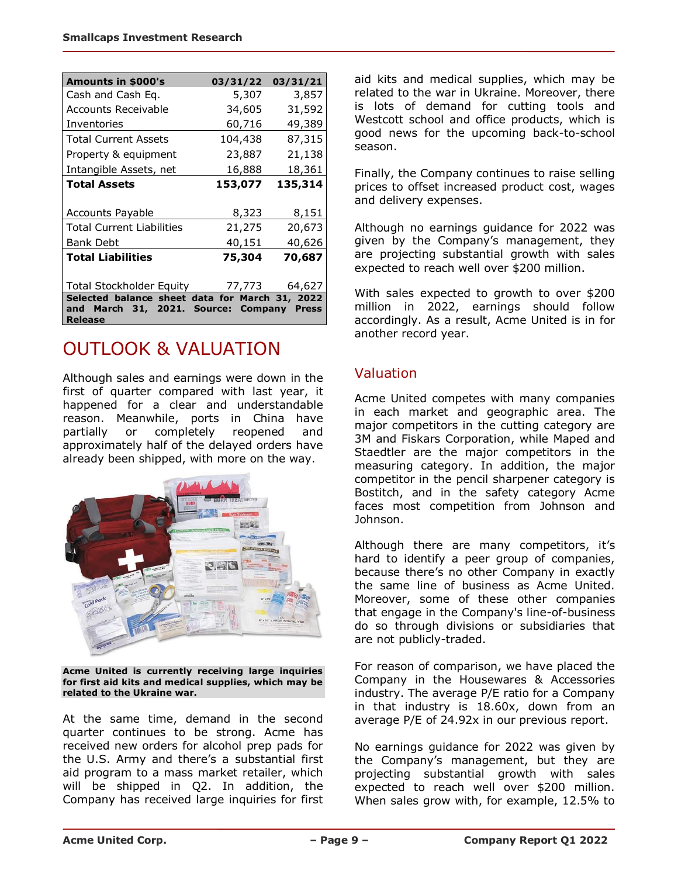| Amounts in $000's | 03/31/22 | 03/31/21 |
|---|---|---|
| Cash and Cash Eq. | 5,307 | 3,857 |
| Accounts Receivable | 34,605 | 31,592 |
| Inventories | 60,716 | 49,389 |
| Total Current Assets | 104,438 | 87,315 |
| Property & equipment | 23,887 | 21,138 |
| Intangible Assets, net | 16,888 | 18,361 |
| **Total Assets** | **153,077** | **135,314** |
| | | |
| Accounts Payable | 8,323 | 8,151 |
| Total Current Liabilities | 21,275 | 20,673 |
| Bank Debt | 40,151 | 40,626 |
| **Total Liabilities** | **75,304** | **70,687** |
| | | |
| Total Stockholder Equity | 77,773 | 64,627 |

**Selected balance sheet data for March 31, 2022 and March 31, 2021. Source: Company Press Release**

# OUTLOOK & VALUATION

Although sales and earnings were down in the first of quarter compared with last year, it happened for a clear and understandable reason. Meanwhile, ports in China have partially or completely reopened and approximately half of the delayed orders have already been shipped, with more on the way.

**Acme United is currently receiving large inquiries for first aid kits and medical supplies, which may be related to the Ukraine war.**

At the same time, demand in the second quarter continues to be strong. Acme has received new orders for alcohol prep pads for the U.S. Army and there's a substantial first aid program to a mass market retailer, which will be shipped in Q2. In addition, the Company has received large inquiries for first aid kits and medical supplies, which may be related to the war in Ukraine. Moreover, there is lots of demand for cutting tools and Westcott school and office products, which is good news for the upcoming back-to-school season.

Finally, the Company continues to raise selling prices to offset increased product cost, wages and delivery expenses.

Although no earnings guidance for 2022 was given by the Company's management, they are projecting substantial growth with sales expected to reach well over $200 million.

With sales expected to growth to over $200 million in 2022, earnings should follow accordingly. As a result, Acme United is in for another record year.

## Valuation

Acme United competes with many companies in each market and geographic area. The major competitors in the cutting category are 3M and Fiskars Corporation, while Maped and Staedtler are the major competitors in the measuring category. In addition, the major competitor in the pencil sharpener category is Bostitch, and in the safety category Acme faces most competition from Johnson and Johnson.

Although there are many competitors, it's hard to identify a peer group of companies, because there's no other Company in exactly the same line of business as Acme United. Moreover, some of these other companies that engage in the Company's line-of-business do so through divisions or subsidiaries that are not publicly-traded.

For reason of comparison, we have placed the Company in the Housewares & Accessories industry. The average P/E ratio for a Company in that industry is 18.60x, down from an average P/E of 24.92x in our previous report.

No earnings guidance for 2022 was given by the Company's management, but they are projecting substantial growth with sales expected to reach well over $200 million. When sales grow with, for example, 12.5% to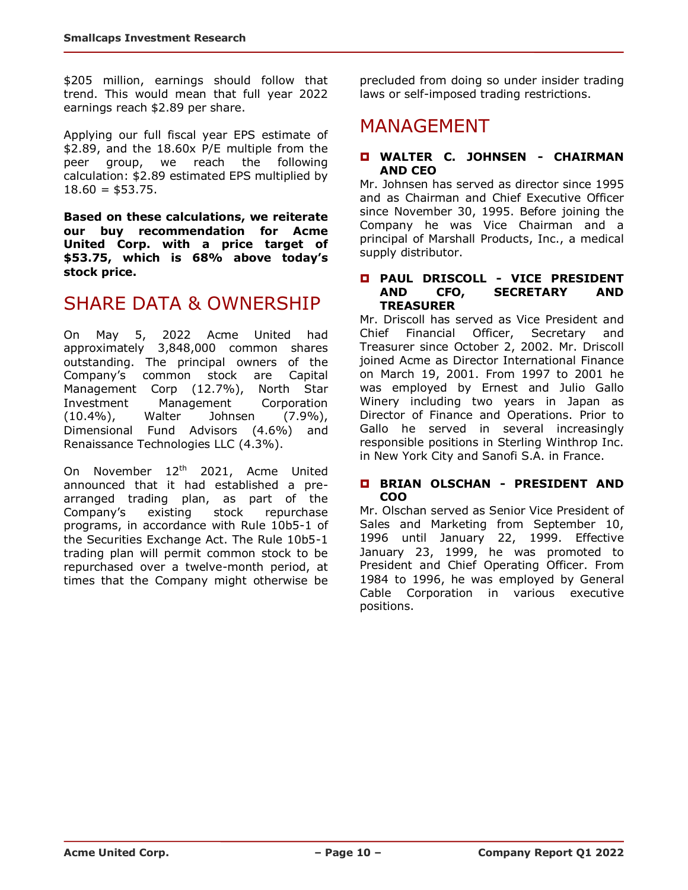$205 million, earnings should follow that trend. This would mean that full year 2022 earnings reach $2.89 per share.

Applying our full fiscal year EPS estimate of $2.89, and the 18.60x P/E multiple from the peer group, we reach the following calculation: $2.89 estimated EPS multiplied by 18.60 = $53.75.

**Based on these calculations, we reiterate our buy recommendation for Acme United Corp. with a price target of $53.75, which is 68% above today's stock price.**

# SHARE DATA & OWNERSHIP

On May 5, 2022 Acme United had approximately 3,848,000 common shares outstanding. The principal owners of the Company's common stock are Capital Management Corp (12.7%), North Star Investment Management Corporation (10.4%), Walter Johnsen (7.9%), Dimensional Fund Advisors (4.6%) and Renaissance Technologies LLC (4.3%).

On November 12th 2021, Acme United announced that it had established a pre-arranged trading plan, as part of the Company's existing stock repurchase programs, in accordance with Rule 10b5-1 of the Securities Exchange Act. The Rule 10b5-1 trading plan will permit common stock to be repurchased over a twelve-month period, at times that the Company might otherwise be precluded from doing so under insider trading laws or self-imposed trading restrictions.

# MANAGEMENT

### WALTER C. JOHNSEN - CHAIRMAN AND CEO

Mr. Johnsen has served as director since 1995 and as Chairman and Chief Executive Officer since November 30, 1995. Before joining the Company he was Vice Chairman and a principal of Marshall Products, Inc., a medical supply distributor.

### PAUL DRISCOLL - VICE PRESIDENT AND CFO, SECRETARY AND TREASURER

Mr. Driscoll has served as Vice President and Chief Financial Officer, Secretary and Treasurer since October 2, 2002. Mr. Driscoll joined Acme as Director International Finance on March 19, 2001. From 1997 to 2001 he was employed by Ernest and Julio Gallo Winery including two years in Japan as Director of Finance and Operations. Prior to Gallo he served in several increasingly responsible positions in Sterling Winthrop Inc. in New York City and Sanofi S.A. in France.

### BRIAN OLSCHAN - PRESIDENT AND COO

Mr. Olschan served as Senior Vice President of Sales and Marketing from September 10, 1996 until January 22, 1999. Effective January 23, 1999, he was promoted to President and Chief Operating Officer. From 1984 to 1996, he was employed by General Cable Corporation in various executive positions.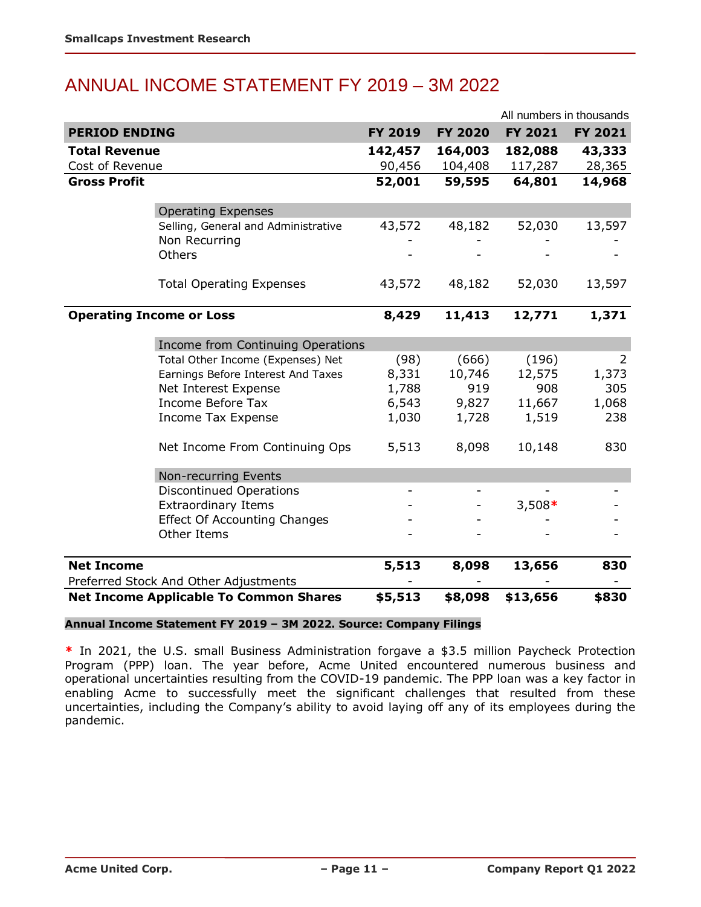# ANNUAL INCOME STATEMENT FY 2019 – 3M 2022

All numbers in thousands

| PERIOD ENDING | | FY 2019 | FY 2020 | FY 2021 | FY 2021 |
|---|---|---|---|---|---|
| **Total Revenue** | | **142,457** | **164,003** | **182,088** | **43,333** |
| Cost of Revenue | | 90,456 | 104,408 | 117,287 | 28,365 |
| **Gross Profit** | | **52,001** | **59,595** | **64,801** | **14,968** |
| | Operating Expenses | | | | |
| | Selling, General and Administrative | 43,572 | 48,182 | 52,030 | 13,597 |
| | Non Recurring | - | - | - | - |
| | Others | - | - | - | - |
| | Total Operating Expenses | 43,572 | 48,182 | 52,030 | 13,597 |
| **Operating Income or Loss** | | **8,429** | **11,413** | **12,771** | **1,371** |
| | Income from Continuing Operations | | | | |
| | Total Other Income (Expenses) Net | (98) | (666) | (196) | 2 |
| | Earnings Before Interest And Taxes | 8,331 | 10,746 | 12,575 | 1,373 |
| | Net Interest Expense | 1,788 | 919 | 908 | 305 |
| | Income Before Tax | 6,543 | 9,827 | 11,667 | 1,068 |
| | Income Tax Expense | 1,030 | 1,728 | 1,519 | 238 |
| | Net Income From Continuing Ops | 5,513 | 8,098 | 10,148 | 830 |
| | Non-recurring Events | | | | |
| | Discontinued Operations | - | - | - | - |
| | Extraordinary Items | - | - | 3,508* | - |
| | Effect Of Accounting Changes | - | - | - | - |
| | Other Items | - | - | - | - |
| **Net Income** | | **5,513** | **8,098** | **13,656** | **830** |
| Preferred Stock And Other Adjustments | | - | - | - | - |
| **Net Income Applicable To Common Shares** | | **$5,513** | **$8,098** | **$13,656** | **$830** |

**Annual Income Statement FY 2019 – 3M 2022. Source: Company Filings**

* In 2021, the U.S. small Business Administration forgave a $3.5 million Paycheck Protection Program (PPP) loan. The year before, Acme United encountered numerous business and operational uncertainties resulting from the COVID-19 pandemic. The PPP loan was a key factor in enabling Acme to successfully meet the significant challenges that resulted from these uncertainties, including the Company's ability to avoid laying off any of its employees during the pandemic.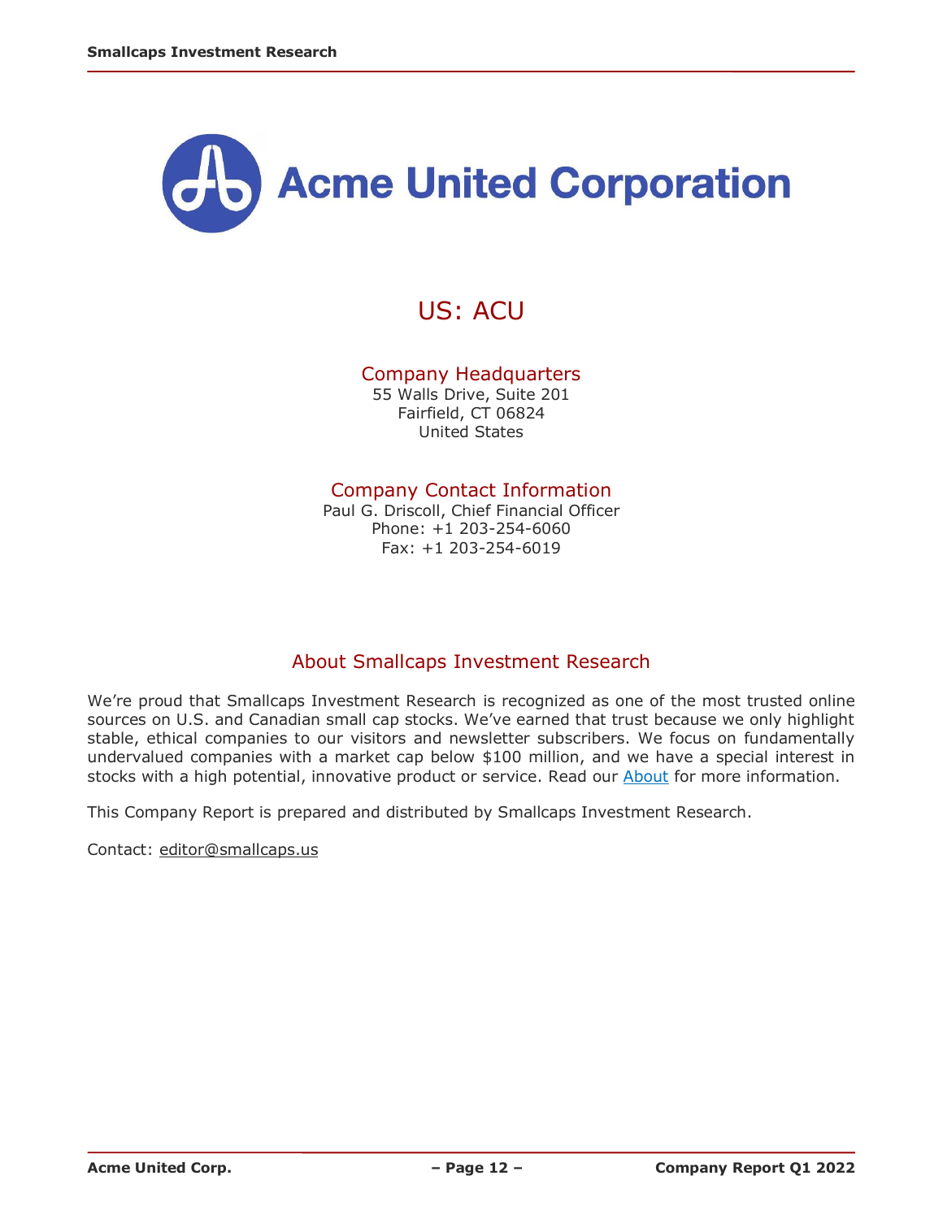# Acme United Corporation

## US: ACU

### Company Headquarters

55 Walls Drive, Suite 201
Fairfield, CT 06824
United States

### Company Contact Information

Paul G. Driscoll, Chief Financial Officer
Phone: +1 203-254-6060
Fax: +1 203-254-6019

### About Smallcaps Investment Research

We're proud that Smallcaps Investment Research is recognized as one of the most trusted online sources on U.S. and Canadian small cap stocks. We've earned that trust because we only highlight stable, ethical companies to our visitors and newsletter subscribers. We focus on fundamentally undervalued companies with a market cap below $100 million, and we have a special interest in stocks with a high potential, innovative product or service. Read our About for more information.

This Company Report is prepared and distributed by Smallcaps Investment Research.

Contact: editor@smallcaps.us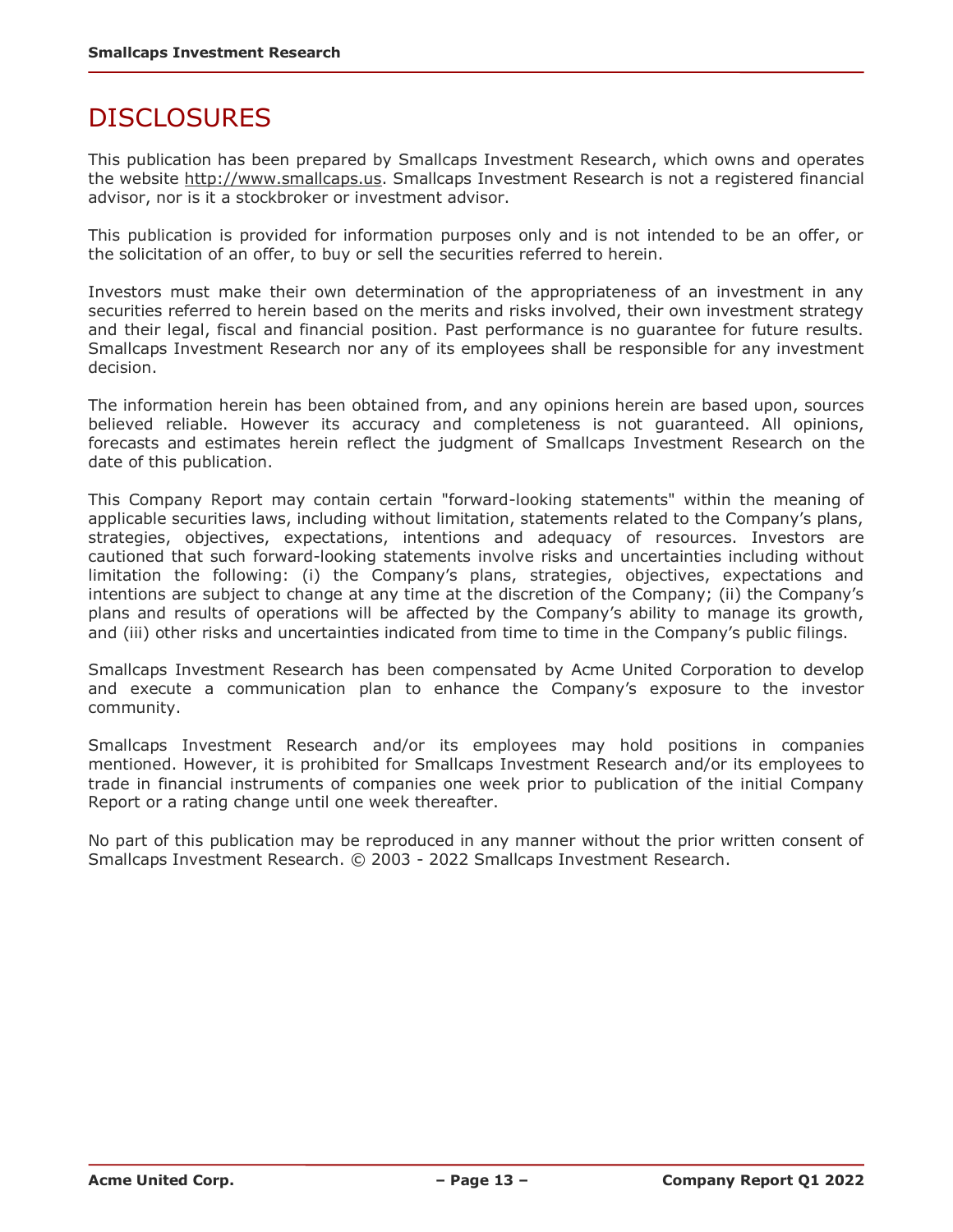# DISCLOSURES

This publication has been prepared by Smallcaps Investment Research, which owns and operates the website http://www.smallcaps.us. Smallcaps Investment Research is not a registered financial advisor, nor is it a stockbroker or investment advisor.

This publication is provided for information purposes only and is not intended to be an offer, or the solicitation of an offer, to buy or sell the securities referred to herein.

Investors must make their own determination of the appropriateness of an investment in any securities referred to herein based on the merits and risks involved, their own investment strategy and their legal, fiscal and financial position. Past performance is no guarantee for future results. Smallcaps Investment Research nor any of its employees shall be responsible for any investment decision.

The information herein has been obtained from, and any opinions herein are based upon, sources believed reliable. However its accuracy and completeness is not guaranteed. All opinions, forecasts and estimates herein reflect the judgment of Smallcaps Investment Research on the date of this publication.

This Company Report may contain certain "forward-looking statements" within the meaning of applicable securities laws, including without limitation, statements related to the Company's plans, strategies, objectives, expectations, intentions and adequacy of resources. Investors are cautioned that such forward-looking statements involve risks and uncertainties including without limitation the following: (i) the Company's plans, strategies, objectives, expectations and intentions are subject to change at any time at the discretion of the Company; (ii) the Company's plans and results of operations will be affected by the Company's ability to manage its growth, and (iii) other risks and uncertainties indicated from time to time in the Company's public filings.

Smallcaps Investment Research has been compensated by Acme United Corporation to develop and execute a communication plan to enhance the Company's exposure to the investor community.

Smallcaps Investment Research and/or its employees may hold positions in companies mentioned. However, it is prohibited for Smallcaps Investment Research and/or its employees to trade in financial instruments of companies one week prior to publication of the initial Company Report or a rating change until one week thereafter.

No part of this publication may be reproduced in any manner without the prior written consent of Smallcaps Investment Research. © 2003 - 2022 Smallcaps Investment Research.